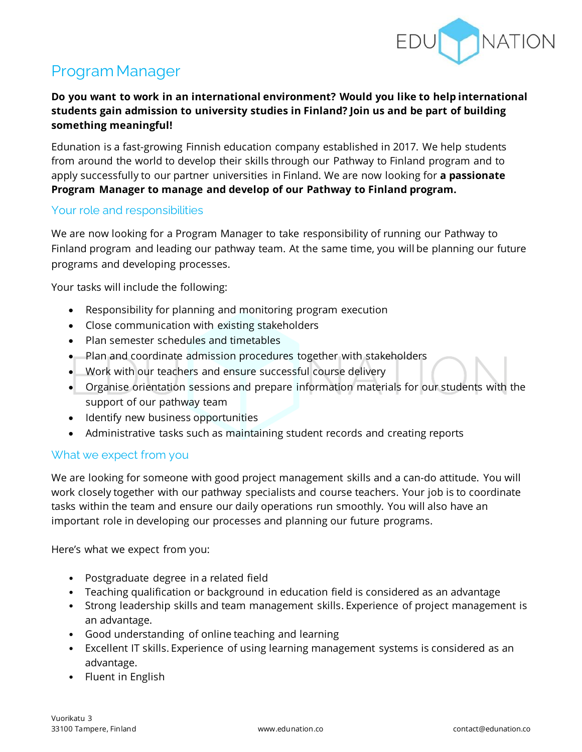# Program Manager

**Do you want to work in an international environment? Would you like to help international students gain admission to university studies in Finland? Join us and be part of building something meaningful!**

Edunation is a fast-growing Finnish education company established in 2017. We help students from around the world to develop their skills through our Pathway to Finland program and to apply successfully to our partner universities in Finland. We are now looking for **a passionate Program Manager to manage and develop of our Pathway to Finland program.**

## Your role and responsibilities

We are now looking for a Program Manager to take responsibility of running our Pathway to Finland program and leading our pathway team. At the same time, you will be planning our future programs and developing processes.

Your tasks will include the following:

- Responsibility for planning and monitoring program execution
- Close communication with existing stakeholders
- Plan semester schedules and timetables
- Plan and coordinate admission procedures together with stakeholders
- Work with our teachers and ensure successful course delivery
- Organise orientation sessions and prepare information materials for our students with the support of our pathway team
- Identify new business opportunities
- Administrative tasks such as maintaining student records and creating reports

## What we expect from you

We are looking for someone with good project management skills and a can-do attitude. You will work closely together with our pathway specialists and course teachers. Your job is to coordinate tasks within the team and ensure our daily operations run smoothly. You will also have an important role in developing our processes and planning our future programs.

Here's what we expect from you:

- Postgraduate degree in a related field
- Teaching qualification or background in education field is considered as an advantage
- Strong leadership skills and team management skills. Experience of project management is an advantage.
- Good understanding of online teaching and learning
- Excellent IT skills. Experience of using learning management systems is considered as an advantage.
- Fluent in English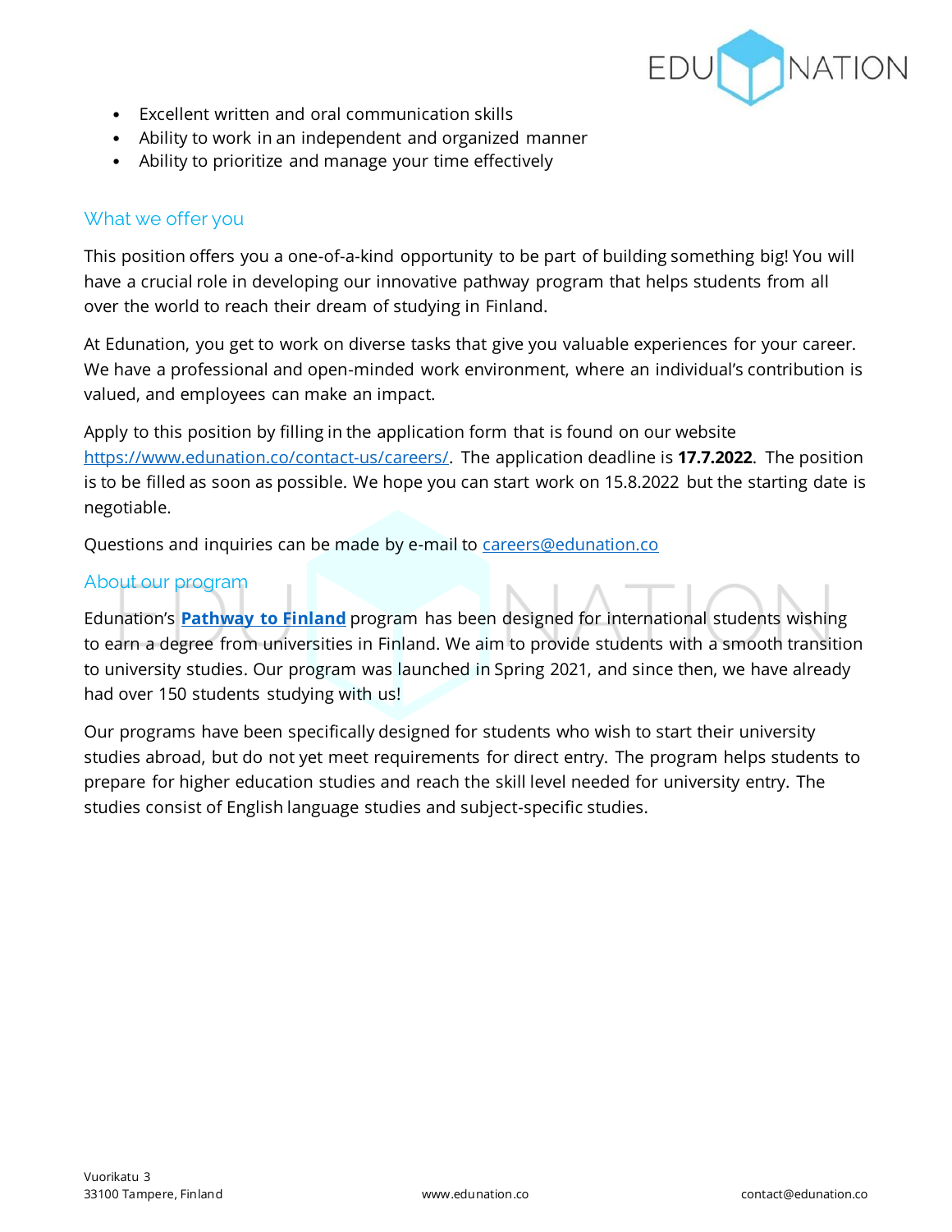- Excellent written and oral communication skills
- Ability to work in an independent and organized manner
- Ability to prioritize and manage your time effectively

## What we offer you

This position offers you a one-of-a-kind opportunity to be part of building something big! You will have a crucial role in developing our innovative pathway program that helps students from all over the world to reach their dream of studying in Finland.

At Edunation, you get to work on diverse tasks that give you valuable experiences for your career. We have a professional and open-minded work environment, where an individual's contribution is valued, and employees can make an impact.

Apply to this position by filling in the application form that is found on our website https://www.edunation.co/contact-us/careers/. The application deadline is **17.7.2022**. The position is to be filled as soon as possible. We hope you can start work on 15.8.2022 but the starting date is negotiable.

Questions and inquiries can be made by e-mail to careers@edunation.co

## About our program

Edunation's **Pathway to Finland** program has been designed for international students wishing to earn a degree from universities in Finland. We aim to provide students with a smooth transition to university studies. Our program was launched in Spring 2021, and since then, we have already had over 150 students studying with us!

Our programs have been specifically designed for students who wish to start their university studies abroad, but do not yet meet requirements for direct entry. The program helps students to prepare for higher education studies and reach the skill level needed for university entry. The studies consist of English language studies and subject-specific studies.